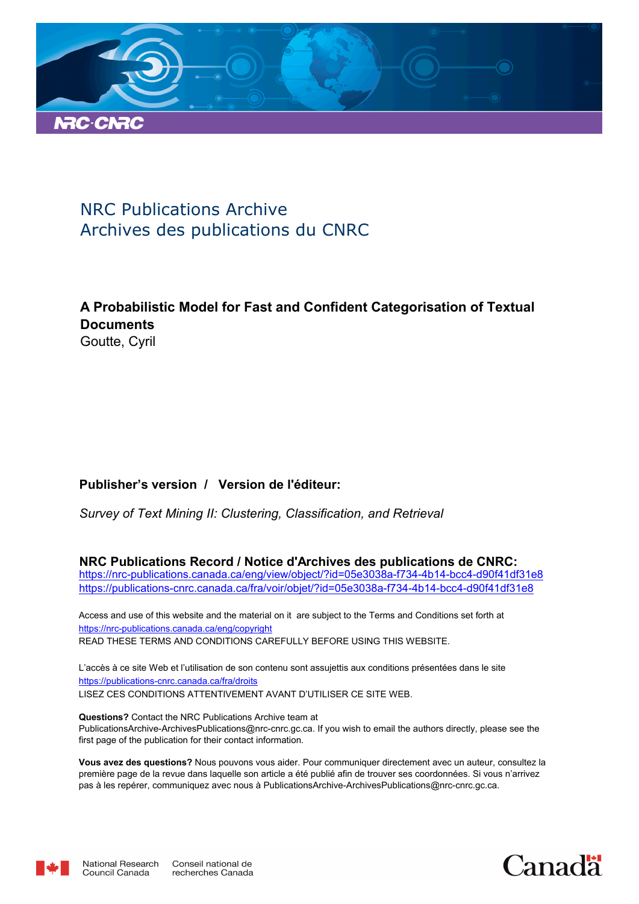NRC Publications Archive
Archives des publications du CNRC

**A Probabilistic Model for Fast and Confident Categorisation of Textual Documents**
Goutte, Cyril

**Publisher's version / Version de l'éditeur:**

*Survey of Text Mining II: Clustering, Classification, and Retrieval*

**NRC Publications Record / Notice d'Archives des publications de CNRC:**
https://nrc-publications.canada.ca/eng/view/object/?id=05e3038a-f734-4b14-bcc4-d90f41df31e8
https://publications-cnrc.canada.ca/fra/voir/objet/?id=05e3038a-f734-4b14-bcc4-d90f41df31e8

Access and use of this website and the material on it are subject to the Terms and Conditions set forth at
https://nrc-publications.canada.ca/eng/copyright
READ THESE TERMS AND CONDITIONS CAREFULLY BEFORE USING THIS WEBSITE.

L'accès à ce site Web et l'utilisation de son contenu sont assujettis aux conditions présentées dans le site
https://publications-cnrc.canada.ca/fra/droits
LISEZ CES CONDITIONS ATTENTIVEMENT AVANT D'UTILISER CE SITE WEB.

**Questions?** Contact the NRC Publications Archive team at
PublicationsArchive-ArchivesPublications@nrc-cnrc.gc.ca. If you wish to email the authors directly, please see the first page of the publication for their contact information.

**Vous avez des questions?** Nous pouvons vous aider. Pour communiquer directement avec un auteur, consultez la première page de la revue dans laquelle son article a été publié afin de trouver ses coordonnées. Si vous n'arrivez pas à les repérer, communiquez avec nous à PublicationsArchive-ArchivesPublications@nrc-cnrc.gc.ca.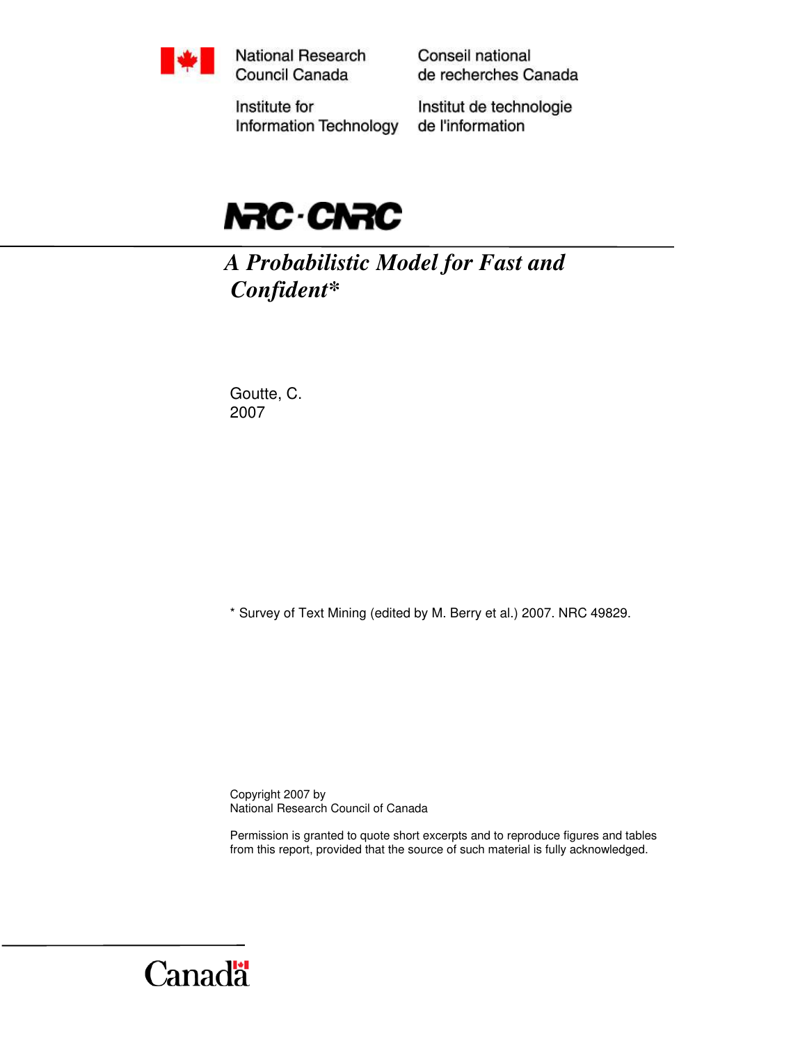National Research Council Canada

Conseil national de recherches Canada

Institute for Information Technology

Institut de technologie de l'information

NRC·CNRC

# *A Probabilistic Model for Fast and Confident**

Goutte, C.
2007

* Survey of Text Mining (edited by M. Berry et al.) 2007. NRC 49829.

Copyright 2007 by
National Research Council of Canada

Permission is granted to quote short excerpts and to reproduce figures and tables from this report, provided that the source of such material is fully acknowledged.

Canada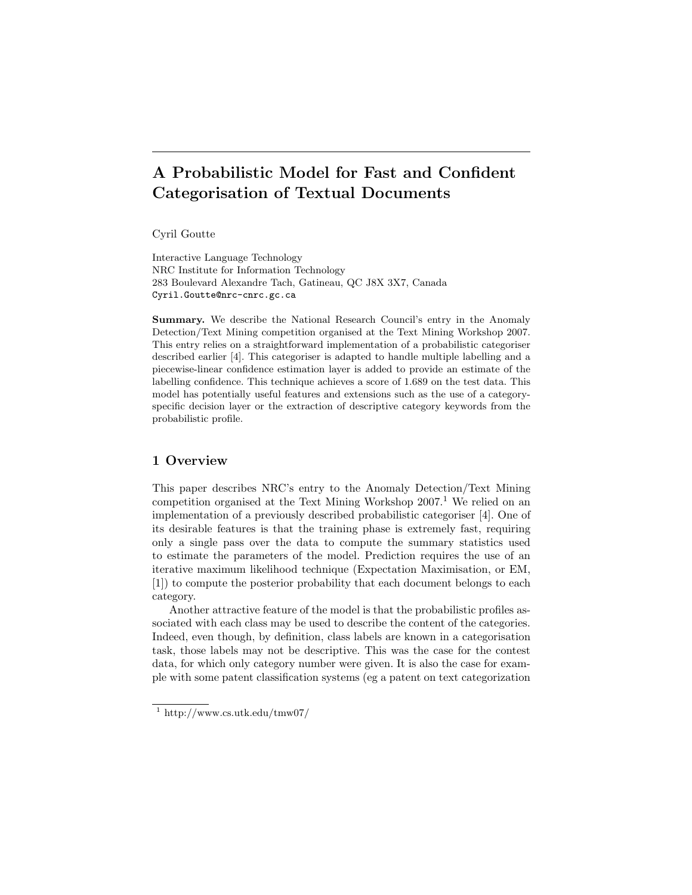# A Probabilistic Model for Fast and Confident Categorisation of Textual Documents

Cyril Goutte

Interactive Language Technology
NRC Institute for Information Technology
283 Boulevard Alexandre Tach, Gatineau, QC J8X 3X7, Canada
Cyril.Goutte@nrc-cnrc.gc.ca

**Summary.** We describe the National Research Council's entry in the Anomaly Detection/Text Mining competition organised at the Text Mining Workshop 2007. This entry relies on a straightforward implementation of a probabilistic categoriser described earlier [4]. This categoriser is adapted to handle multiple labelling and a piecewise-linear confidence estimation layer is added to provide an estimate of the labelling confidence. This technique achieves a score of 1.689 on the test data. This model has potentially useful features and extensions such as the use of a category-specific decision layer or the extraction of descriptive category keywords from the probabilistic profile.

## 1 Overview

This paper describes NRC's entry to the Anomaly Detection/Text Mining competition organised at the Text Mining Workshop 2007.[1] We relied on an implementation of a previously described probabilistic categoriser [4]. One of its desirable features is that the training phase is extremely fast, requiring only a single pass over the data to compute the summary statistics used to estimate the parameters of the model. Prediction requires the use of an iterative maximum likelihood technique (Expectation Maximisation, or EM, [1]) to compute the posterior probability that each document belongs to each category.

Another attractive feature of the model is that the probabilistic profiles associated with each class may be used to describe the content of the categories. Indeed, even though, by definition, class labels are known in a categorisation task, those labels may not be descriptive. This was the case for the contest data, for which only category number were given. It is also the case for example with some patent classification systems (eg a patent on text categorization

[1] http://www.cs.utk.edu/tmw07/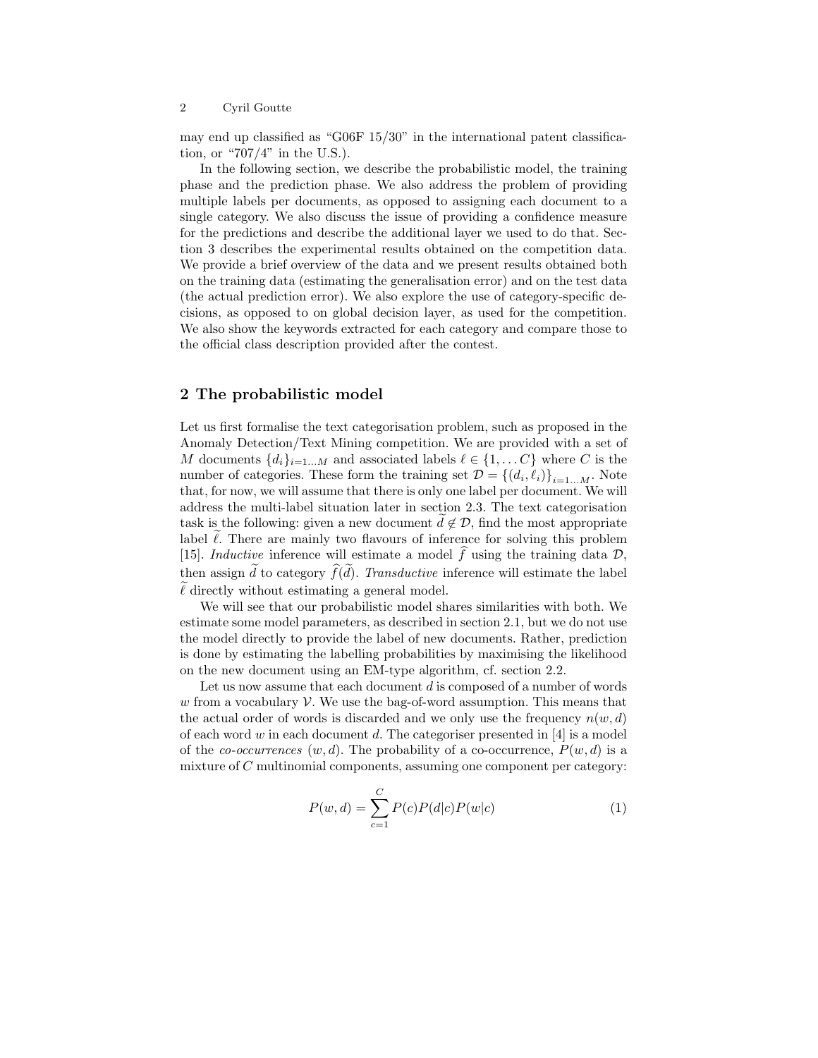may end up classified as "G06F 15/30" in the international patent classification, or "707/4" in the U.S.).

In the following section, we describe the probabilistic model, the training phase and the prediction phase. We also address the problem of providing multiple labels per documents, as opposed to assigning each document to a single category. We also discuss the issue of providing a confidence measure for the predictions and describe the additional layer we used to do that. Section 3 describes the experimental results obtained on the competition data. We provide a brief overview of the data and we present results obtained both on the training data (estimating the generalisation error) and on the test data (the actual prediction error). We also explore the use of category-specific decisions, as opposed to on global decision layer, as used for the competition. We also show the keywords extracted for each category and compare those to the official class description provided after the contest.

## 2 The probabilistic model

Let us first formalise the text categorisation problem, such as proposed in the Anomaly Detection/Text Mining competition. We are provided with a set of $M$ documents $\{d_i\}_{i=1...M}$ and associated labels $\ell \in \{1, \ldots C\}$ where $C$ is the number of categories. These form the training set $\mathcal{D} = \{(d_i, \ell_i)\}_{i=1...M}$. Note that, for now, we will assume that there is only one label per document. We will address the multi-label situation later in section 2.3. The text categorisation task is the following: given a new document $\widetilde{d} \notin \mathcal{D}$, find the most appropriate label $\widetilde{\ell}$. There are mainly two flavours of inference for solving this problem [15]. *Inductive* inference will estimate a model $\widehat{f}$ using the training data $\mathcal{D}$, then assign $\widetilde{d}$ to category $\widehat{f}(\widetilde{d})$. *Transductive* inference will estimate the label $\widetilde{\ell}$ directly without estimating a general model.

We will see that our probabilistic model shares similarities with both. We estimate some model parameters, as described in section 2.1, but we do not use the model directly to provide the label of new documents. Rather, prediction is done by estimating the labelling probabilities by maximising the likelihood on the new document using an EM-type algorithm, cf. section 2.2.

Let us now assume that each document $d$ is composed of a number of words $w$ from a vocabulary $\mathcal{V}$. We use the bag-of-word assumption. This means that the actual order of words is discarded and we only use the frequency $n(w, d)$ of each word $w$ in each document $d$. The categoriser presented in [4] is a model of the *co-occurrences* $(w, d)$. The probability of a co-occurrence, $P(w, d)$ is a mixture of $C$ multinomial components, assuming one component per category:

$$P(w, d) = \sum_{c=1}^{C} P(c)P(d|c)P(w|c) \tag{1}$$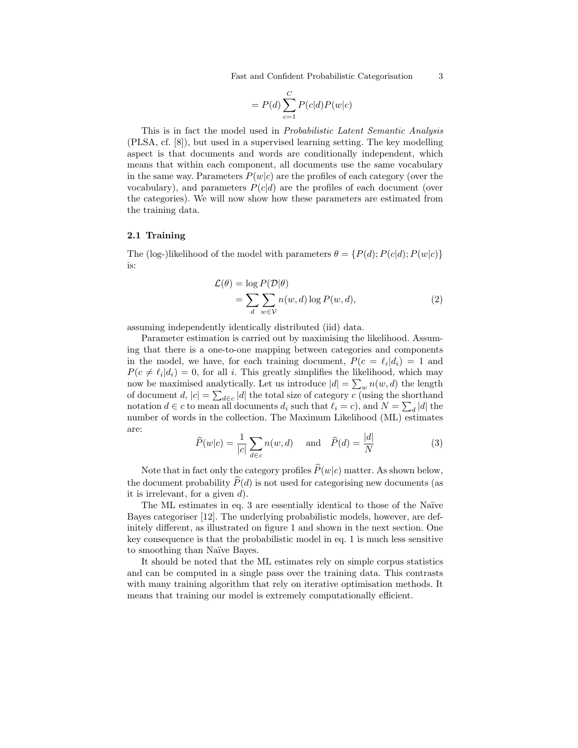$$= P(d) \sum_{c=1}^{C} P(c|d) P(w|c)$$

This is in fact the model used in *Probabilistic Latent Semantic Analysis* (PLSA, cf. [8]), but used in a supervised learning setting. The key modelling aspect is that documents and words are conditionally independent, which means that within each component, all documents use the same vocabulary in the same way. Parameters $P(w|c)$ are the profiles of each category (over the vocabulary), and parameters $P(c|d)$ are the profiles of each document (over the categories). We will now show how these parameters are estimated from the training data.

### 2.1 Training

The (log-)likelihood of the model with parameters $\theta = \{P(d); P(c|d); P(w|c)\}$ is:

$$\begin{aligned} \mathcal{L}(\theta) &= \log P(\mathcal{D}|\theta) \\ &= \sum_{d} \sum_{w \in \mathcal{V}} n(w, d) \log P(w, d), \end{aligned} \tag{2}$$

assuming independently identically distributed (iid) data.

Parameter estimation is carried out by maximising the likelihood. Assuming that there is a one-to-one mapping between categories and components in the model, we have, for each training document, $P(c = \ell_i | d_i) = 1$ and $P(c \neq \ell_i | d_i) = 0$, for all $i$. This greatly simplifies the likelihood, which may now be maximised analytically. Let us introduce $|d| = \sum_w n(w, d)$ the length of document $d$, $|c| = \sum_{d \in c} |d|$ the total size of category $c$ (using the shorthand notation $d \in c$ to mean all documents $d_i$ such that $\ell_i = c$), and $N = \sum_d |d|$ the number of words in the collection. The Maximum Likelihood (ML) estimates are:

$$\widehat{P}(w|c) = \frac{1}{|c|} \sum_{d \in c} n(w, d) \quad \text{and} \quad \widehat{P}(d) = \frac{|d|}{N} \tag{3}$$

Note that in fact only the category profiles $\widehat{P}(w|c)$ matter. As shown below, the document probability $\widehat{P}(d)$ is not used for categorising new documents (as it is irrelevant, for a given $d$).

The ML estimates in eq. 3 are essentially identical to those of the Naïve Bayes categoriser [12]. The underlying probabilistic models, however, are definitely different, as illustrated on figure 1 and shown in the next section. One key consequence is that the probabilistic model in eq. 1 is much less sensitive to smoothing than Naïve Bayes.

It should be noted that the ML estimates rely on simple corpus statistics and can be computed in a single pass over the training data. This contrasts with many training algorithm that rely on iterative optimisation methods. It means that training our model is extremely computationally efficient.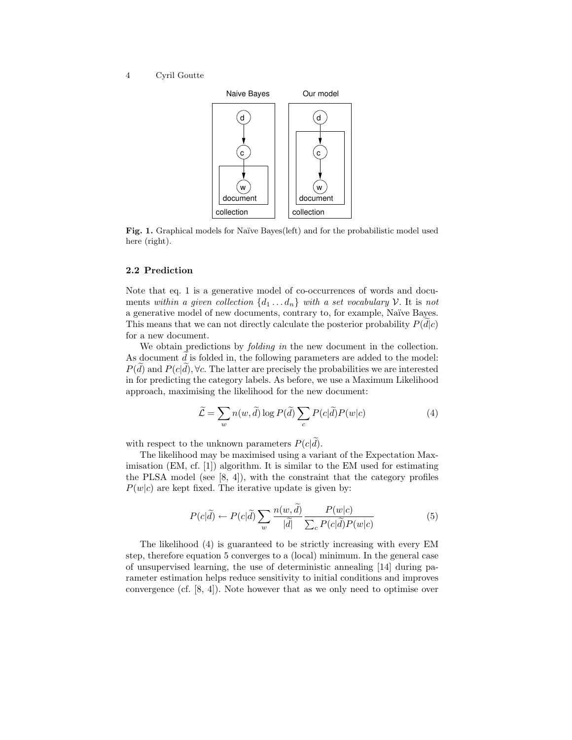Naive Bayes

Our model

**Fig. 1.** Graphical models for Naïve Bayes(left) and for the probabilistic model used here (right).

### 2.2 Prediction

Note that eq. 1 is a generative model of co-occurrences of words and documents *within a given collection* $\{d_1 \dots d_n\}$ *with a set vocabulary* $\mathcal{V}$. It is *not* a generative model of new documents, contrary to, for example, Naïve Bayes. This means that we can not directly calculate the posterior probability $P(\widetilde{d}|c)$ for a new document.

We obtain predictions by *folding in* the new document in the collection. As document $\widetilde{d}$ is folded in, the following parameters are added to the model: $P(\widetilde{d})$ and $P(c|\widetilde{d}), \forall c$. The latter are precisely the probabilities we are interested in for predicting the category labels. As before, we use a Maximum Likelihood approach, maximising the likelihood for the new document:

$$\widetilde{\mathcal{L}} = \sum_w n(w, \widetilde{d}) \log P(\widetilde{d}) \sum_c P(c|\widetilde{d}) P(w|c) \tag{4}$$

with respect to the unknown parameters $P(c|\widetilde{d})$.

The likelihood may be maximised using a variant of the Expectation Maximisation (EM, cf. [1]) algorithm. It is similar to the EM used for estimating the PLSA model (see [8, 4]), with the constraint that the category profiles $P(w|c)$ are kept fixed. The iterative update is given by:

$$P(c|\widetilde{d}) \leftarrow P(c|\widetilde{d}) \sum_w \frac{n(w, \widetilde{d})}{|\widetilde{d}|} \frac{P(w|c)}{\sum_c P(c|\widetilde{d}) P(w|c)} \tag{5}$$

The likelihood (4) is guaranteed to be strictly increasing with every EM step, therefore equation 5 converges to a (local) minimum. In the general case of unsupervised learning, the use of deterministic annealing [14] during parameter estimation helps reduce sensitivity to initial conditions and improves convergence (cf. [8, 4]). Note however that as we only need to optimise over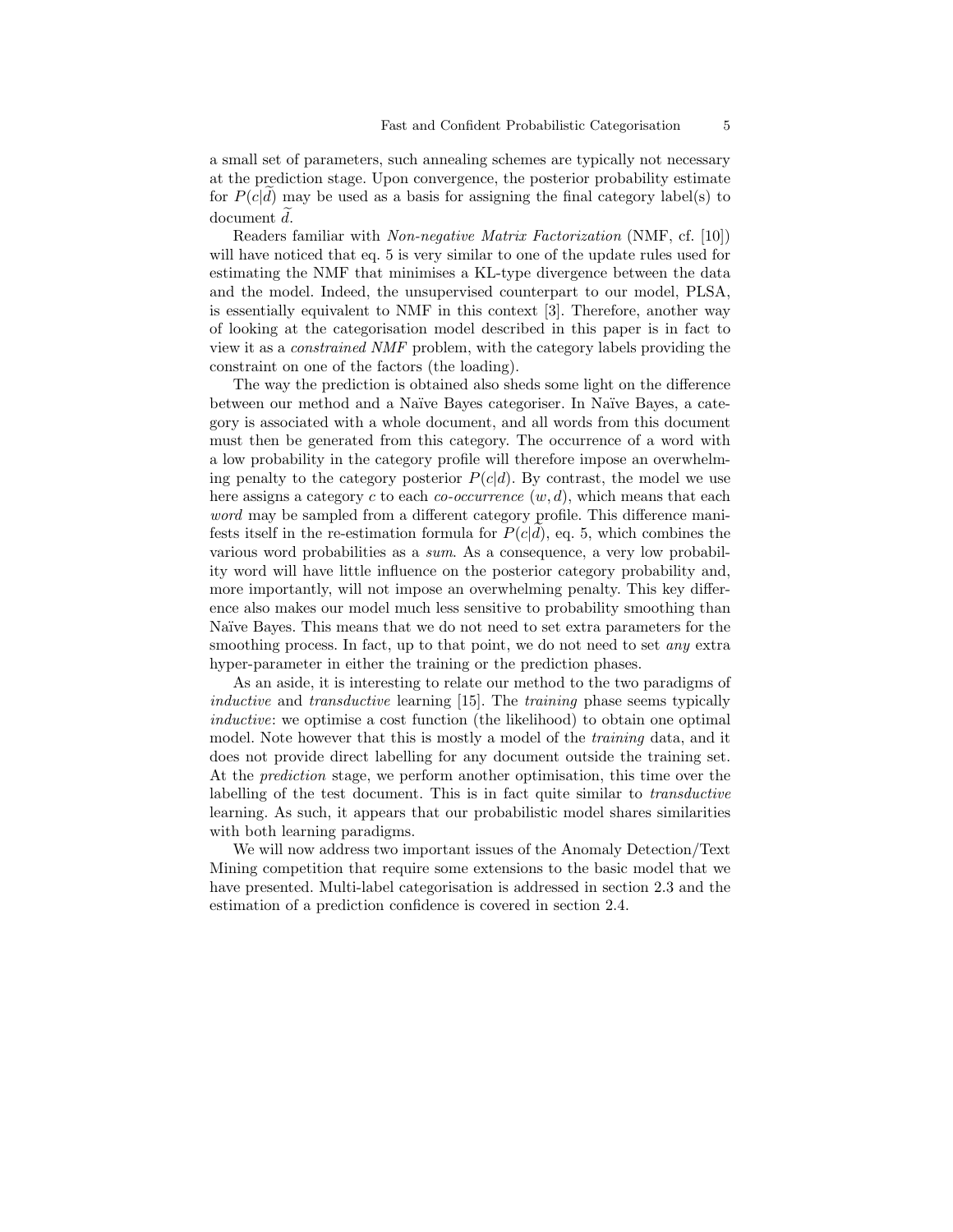a small set of parameters, such annealing schemes are typically not necessary at the prediction stage. Upon convergence, the posterior probability estimate for $P(c|\widetilde{d})$ may be used as a basis for assigning the final category label(s) to document $\widetilde{d}$.

Readers familiar with *Non-negative Matrix Factorization* (NMF, cf. [10]) will have noticed that eq. 5 is very similar to one of the update rules used for estimating the NMF that minimises a KL-type divergence between the data and the model. Indeed, the unsupervised counterpart to our model, PLSA, is essentially equivalent to NMF in this context [3]. Therefore, another way of looking at the categorisation model described in this paper is in fact to view it as a *constrained NMF* problem, with the category labels providing the constraint on one of the factors (the loading).

The way the prediction is obtained also sheds some light on the difference between our method and a Naïve Bayes categoriser. In Naïve Bayes, a category is associated with a whole document, and all words from this document must then be generated from this category. The occurrence of a word with a low probability in the category profile will therefore impose an overwhelming penalty to the category posterior $P(c|d)$. By contrast, the model we use here assigns a category $c$ to each *co-occurrence* $(w, d)$, which means that each *word* may be sampled from a different category profile. This difference manifests itself in the re-estimation formula for $P(c|\widetilde{d})$, eq. 5, which combines the various word probabilities as a *sum*. As a consequence, a very low probability word will have little influence on the posterior category probability and, more importantly, will not impose an overwhelming penalty. This key difference also makes our model much less sensitive to probability smoothing than Naïve Bayes. This means that we do not need to set extra parameters for the smoothing process. In fact, up to that point, we do not need to set *any* extra hyper-parameter in either the training or the prediction phases.

As an aside, it is interesting to relate our method to the two paradigms of *inductive* and *transductive* learning [15]. The *training* phase seems typically *inductive*: we optimise a cost function (the likelihood) to obtain one optimal model. Note however that this is mostly a model of the *training* data, and it does not provide direct labelling for any document outside the training set. At the *prediction* stage, we perform another optimisation, this time over the labelling of the test document. This is in fact quite similar to *transductive* learning. As such, it appears that our probabilistic model shares similarities with both learning paradigms.

We will now address two important issues of the Anomaly Detection/Text Mining competition that require some extensions to the basic model that we have presented. Multi-label categorisation is addressed in section 2.3 and the estimation of a prediction confidence is covered in section 2.4.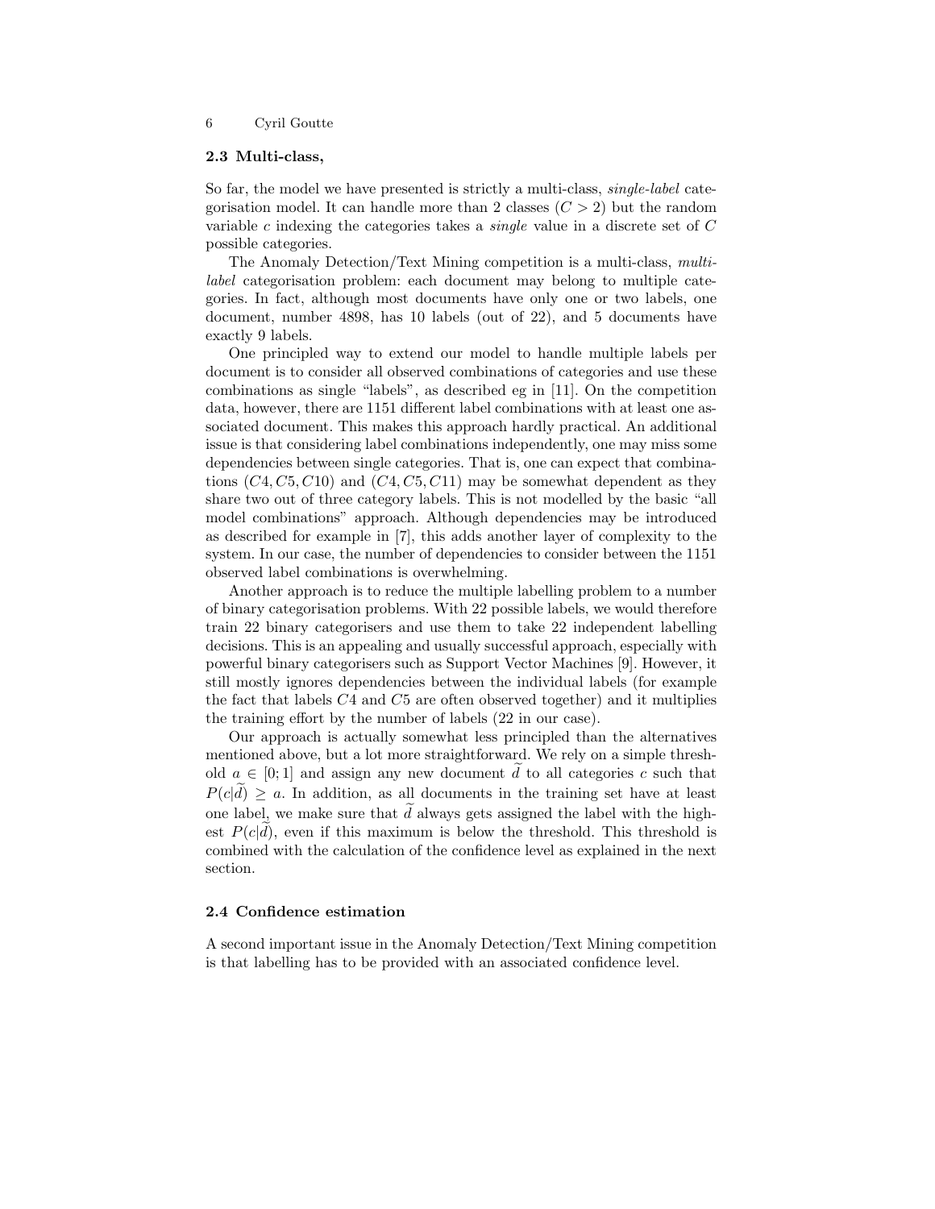### 2.3 Multi-class,

So far, the model we have presented is strictly a multi-class, *single-label* categorisation model. It can handle more than 2 classes ($C > 2$) but the random variable $c$ indexing the categories takes a *single* value in a discrete set of $C$ possible categories.

The Anomaly Detection/Text Mining competition is a multi-class, *multi-label* categorisation problem: each document may belong to multiple categories. In fact, although most documents have only one or two labels, one document, number 4898, has 10 labels (out of 22), and 5 documents have exactly 9 labels.

One principled way to extend our model to handle multiple labels per document is to consider all observed combinations of categories and use these combinations as single "labels", as described eg in [11]. On the competition data, however, there are 1151 different label combinations with at least one associated document. This makes this approach hardly practical. An additional issue is that considering label combinations independently, one may miss some dependencies between single categories. That is, one can expect that combinations $(C4, C5, C10)$ and $(C4, C5, C11)$ may be somewhat dependent as they share two out of three category labels. This is not modelled by the basic "all model combinations" approach. Although dependencies may be introduced as described for example in [7], this adds another layer of complexity to the system. In our case, the number of dependencies to consider between the 1151 observed label combinations is overwhelming.

Another approach is to reduce the multiple labelling problem to a number of binary categorisation problems. With 22 possible labels, we would therefore train 22 binary categorisers and use them to take 22 independent labelling decisions. This is an appealing and usually successful approach, especially with powerful binary categorisers such as Support Vector Machines [9]. However, it still mostly ignores dependencies between the individual labels (for example the fact that labels $C4$ and $C5$ are often observed together) and it multiplies the training effort by the number of labels (22 in our case).

Our approach is actually somewhat less principled than the alternatives mentioned above, but a lot more straightforward. We rely on a simple threshold $a \in [0; 1]$ and assign any new document $\widetilde{d}$ to all categories $c$ such that $P(c|\widetilde{d}) \geq a$. In addition, as all documents in the training set have at least one label, we make sure that $\widetilde{d}$ always gets assigned the label with the highest $P(c|\widetilde{d})$, even if this maximum is below the threshold. This threshold is combined with the calculation of the confidence level as explained in the next section.

### 2.4 Confidence estimation

A second important issue in the Anomaly Detection/Text Mining competition is that labelling has to be provided with an associated confidence level.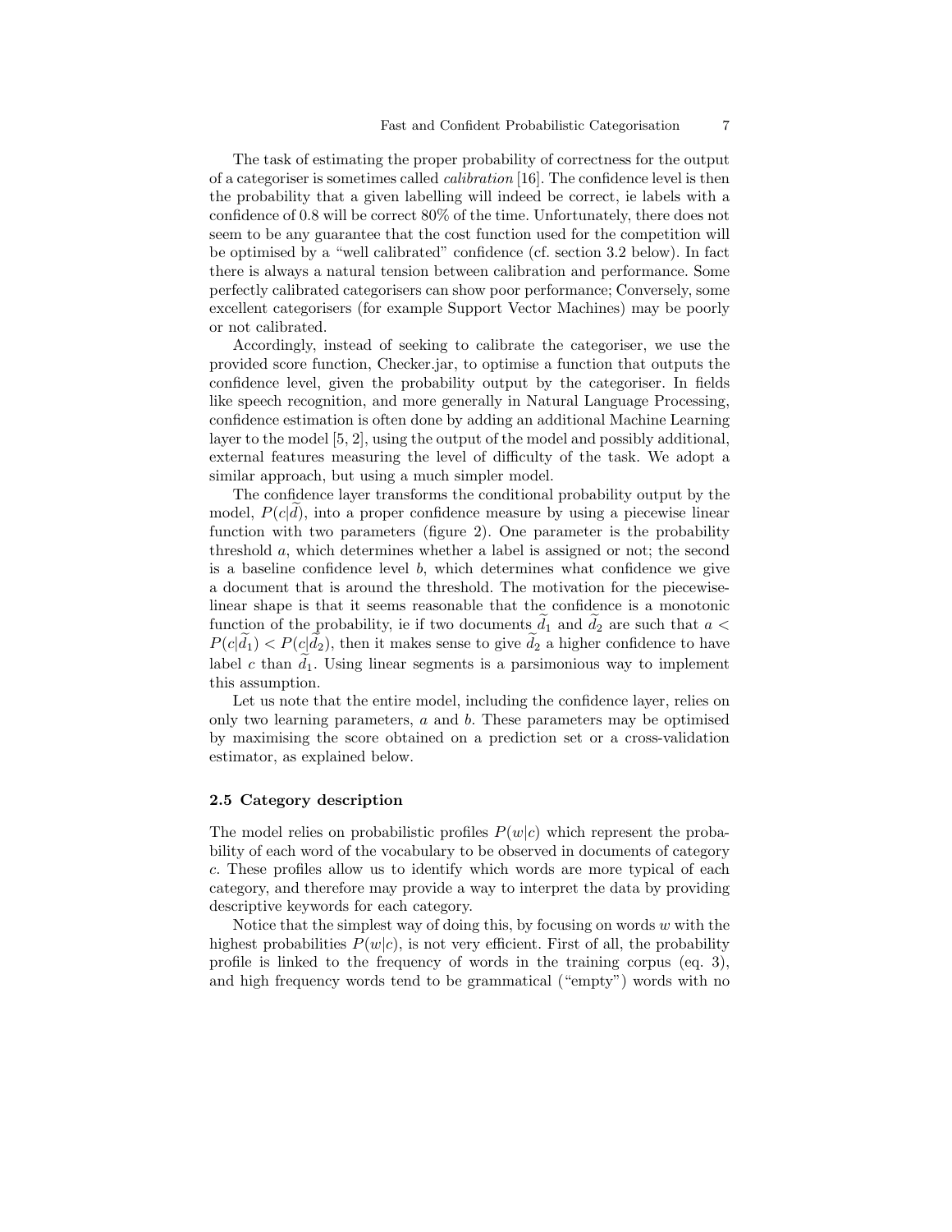The task of estimating the proper probability of correctness for the output of a categoriser is sometimes called *calibration* [16]. The confidence level is then the probability that a given labelling will indeed be correct, ie labels with a confidence of 0.8 will be correct 80% of the time. Unfortunately, there does not seem to be any guarantee that the cost function used for the competition will be optimised by a "well calibrated" confidence (cf. section 3.2 below). In fact there is always a natural tension between calibration and performance. Some perfectly calibrated categorisers can show poor performance; Conversely, some excellent categorisers (for example Support Vector Machines) may be poorly or not calibrated.

Accordingly, instead of seeking to calibrate the categoriser, we use the provided score function, Checker.jar, to optimise a function that outputs the confidence level, given the probability output by the categoriser. In fields like speech recognition, and more generally in Natural Language Processing, confidence estimation is often done by adding an additional Machine Learning layer to the model [5, 2], using the output of the model and possibly additional, external features measuring the level of difficulty of the task. We adopt a similar approach, but using a much simpler model.

The confidence layer transforms the conditional probability output by the model, $P(c|\widetilde{d})$, into a proper confidence measure by using a piecewise linear function with two parameters (figure 2). One parameter is the probability threshold $a$, which determines whether a label is assigned or not; the second is a baseline confidence level $b$, which determines what confidence we give a document that is around the threshold. The motivation for the piecewise-linear shape is that it seems reasonable that the confidence is a monotonic function of the probability, ie if two documents $\widetilde{d}_1$ and $\widetilde{d}_2$ are such that $a < P(c|\widetilde{d}_1) < P(c|\widetilde{d}_2)$, then it makes sense to give $\widetilde{d}_2$ a higher confidence to have label $c$ than $\widetilde{d}_1$. Using linear segments is a parsimonious way to implement this assumption.

Let us note that the entire model, including the confidence layer, relies on only two learning parameters, $a$ and $b$. These parameters may be optimised by maximising the score obtained on a prediction set or a cross-validation estimator, as explained below.

### 2.5 Category description

The model relies on probabilistic profiles $P(w|c)$ which represent the probability of each word of the vocabulary to be observed in documents of category $c$. These profiles allow us to identify which words are more typical of each category, and therefore may provide a way to interpret the data by providing descriptive keywords for each category.

Notice that the simplest way of doing this, by focusing on words $w$ with the highest probabilities $P(w|c)$, is not very efficient. First of all, the probability profile is linked to the frequency of words in the training corpus (eq. 3), and high frequency words tend to be grammatical ("empty") words with no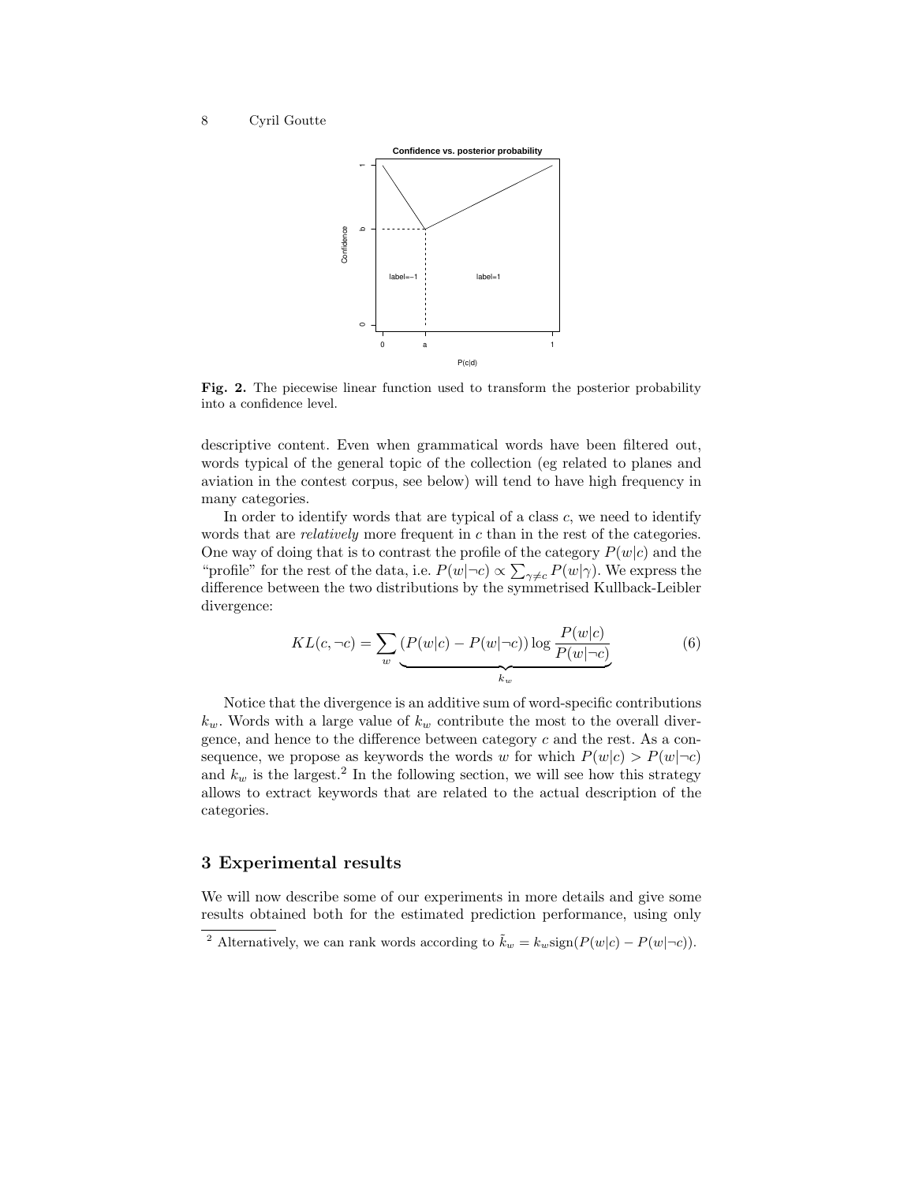**Fig. 2.** The piecewise linear function used to transform the posterior probability into a confidence level.

descriptive content. Even when grammatical words have been filtered out, words typical of the general topic of the collection (eg related to planes and aviation in the contest corpus, see below) will tend to have high frequency in many categories.

In order to identify words that are typical of a class $c$, we need to identify words that are *relatively* more frequent in $c$ than in the rest of the categories. One way of doing that is to contrast the profile of the category $P(w|c)$ and the "profile" for the rest of the data, i.e. $P(w|\neg c) \propto \sum_{\gamma \neq c} P(w|\gamma)$. We express the difference between the two distributions by the symmetrised Kullback-Leibler divergence:

$$KL(c, \neg c) = \sum_w \underbrace{(P(w|c) - P(w|\neg c)) \log \frac{P(w|c)}{P(w|\neg c)}}_{k_w} \tag{6}$$

Notice that the divergence is an additive sum of word-specific contributions $k_w$. Words with a large value of $k_w$ contribute the most to the overall divergence, and hence to the difference between category $c$ and the rest. As a consequence, we propose as keywords the words $w$ for which $P(w|c) > P(w|\neg c)$ and $k_w$ is the largest.[2] In the following section, we will see how this strategy allows to extract keywords that are related to the actual description of the categories.

## 3 Experimental results

We will now describe some of our experiments in more details and give some results obtained both for the estimated prediction performance, using only

[2] Alternatively, we can rank words according to $\tilde{k}_w = k_w \text{sign}(P(w|c) - P(w|\neg c))$.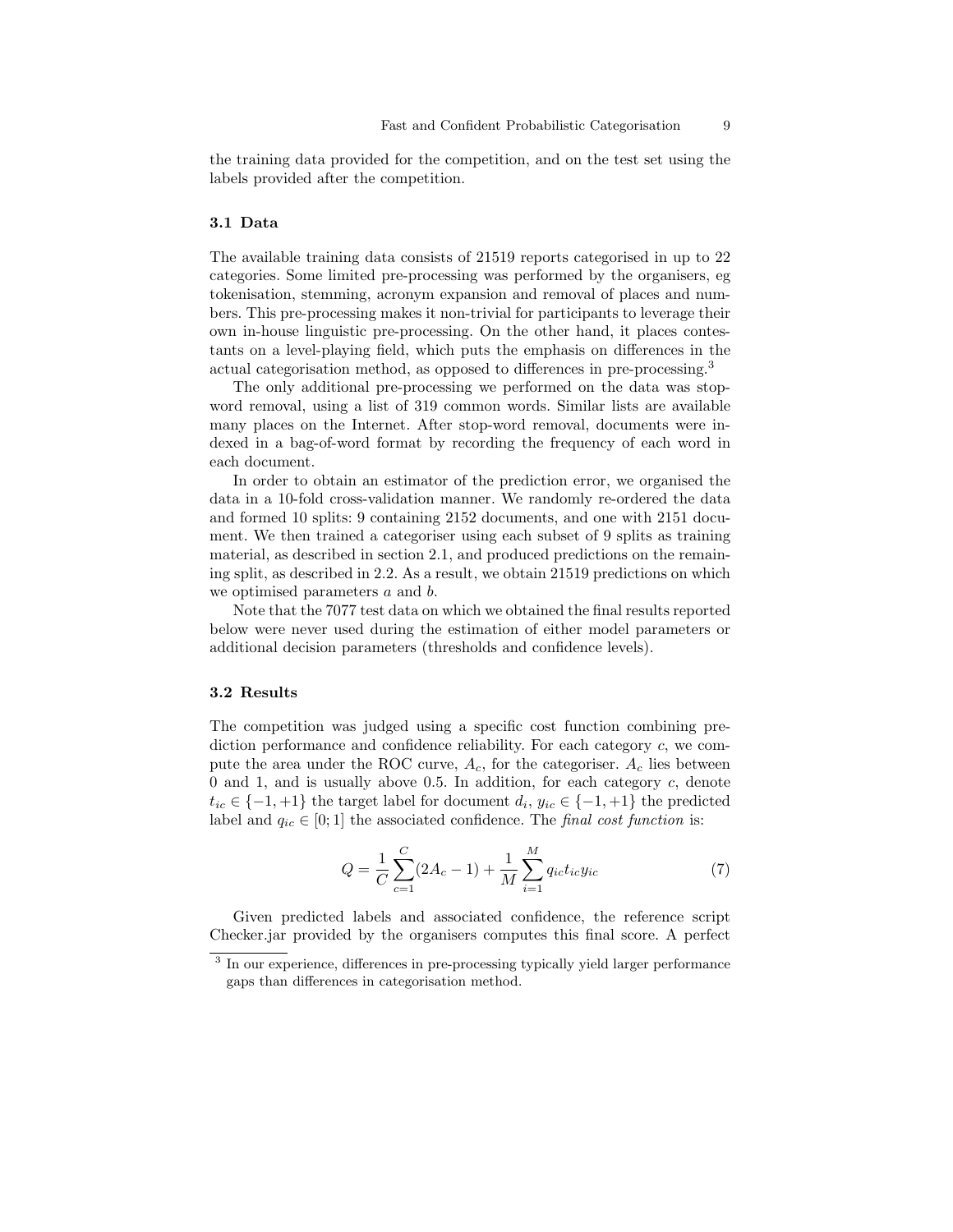the training data provided for the competition, and on the test set using the labels provided after the competition.

### 3.1 Data

The available training data consists of 21519 reports categorised in up to 22 categories. Some limited pre-processing was performed by the organisers, eg tokenisation, stemming, acronym expansion and removal of places and numbers. This pre-processing makes it non-trivial for participants to leverage their own in-house linguistic pre-processing. On the other hand, it places contestants on a level-playing field, which puts the emphasis on differences in the actual categorisation method, as opposed to differences in pre-processing.[3]

The only additional pre-processing we performed on the data was stop-word removal, using a list of 319 common words. Similar lists are available many places on the Internet. After stop-word removal, documents were indexed in a bag-of-word format by recording the frequency of each word in each document.

In order to obtain an estimator of the prediction error, we organised the data in a 10-fold cross-validation manner. We randomly re-ordered the data and formed 10 splits: 9 containing 2152 documents, and one with 2151 document. We then trained a categoriser using each subset of 9 splits as training material, as described in section 2.1, and produced predictions on the remaining split, as described in 2.2. As a result, we obtain 21519 predictions on which we optimised parameters $a$ and $b$.

Note that the 7077 test data on which we obtained the final results reported below were never used during the estimation of either model parameters or additional decision parameters (thresholds and confidence levels).

### 3.2 Results

The competition was judged using a specific cost function combining prediction performance and confidence reliability. For each category $c$, we compute the area under the ROC curve, $A_c$, for the categoriser. $A_c$ lies between 0 and 1, and is usually above 0.5. In addition, for each category $c$, denote $t_{ic} \in \{-1, +1\}$ the target label for document $d_i$, $y_{ic} \in \{-1, +1\}$ the predicted label and $q_{ic} \in [0; 1]$ the associated confidence. The *final cost function* is:

$$Q = \frac{1}{C} \sum_{c=1}^{C} (2A_c - 1) + \frac{1}{M} \sum_{i=1}^{M} q_{ic} t_{ic} y_{ic} \tag{7}$$

Given predicted labels and associated confidence, the reference script Checker.jar provided by the organisers computes this final score. A perfect

[3] In our experience, differences in pre-processing typically yield larger performance gaps than differences in categorisation method.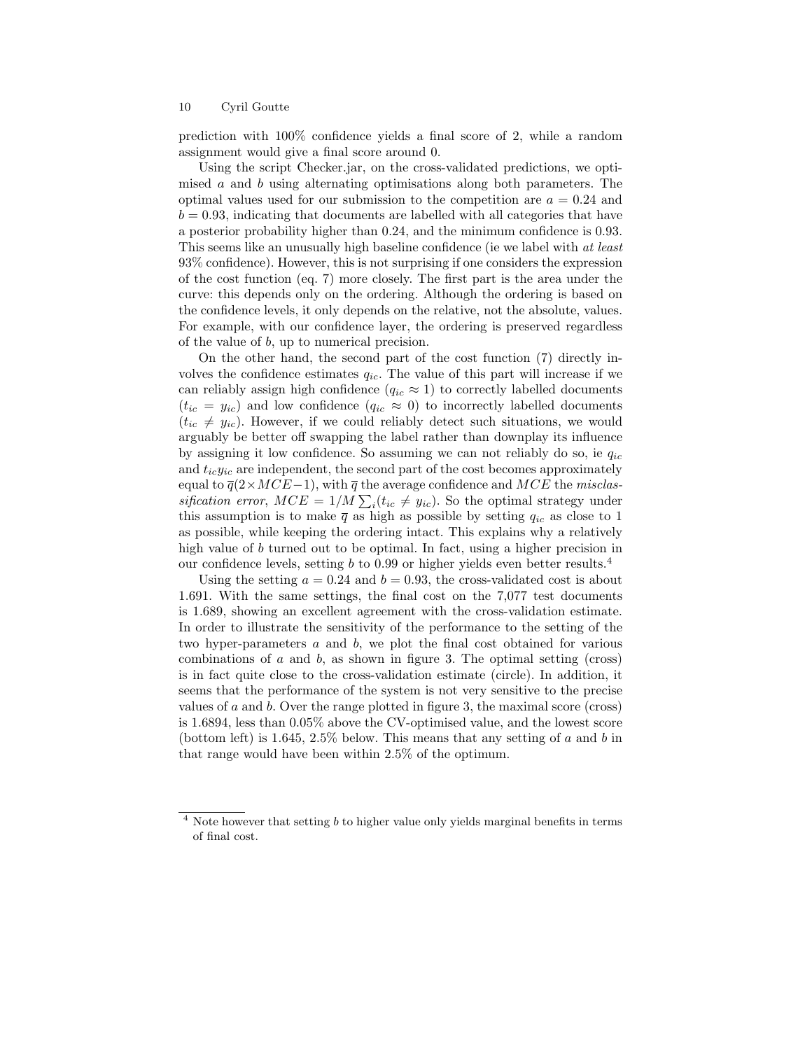prediction with 100% confidence yields a final score of 2, while a random assignment would give a final score around 0.

Using the script Checker.jar, on the cross-validated predictions, we optimised $a$ and $b$ using alternating optimisations along both parameters. The optimal values used for our submission to the competition are $a = 0.24$ and $b = 0.93$, indicating that documents are labelled with all categories that have a posterior probability higher than 0.24, and the minimum confidence is 0.93. This seems like an unusually high baseline confidence (ie we label with *at least* 93% confidence). However, this is not surprising if one considers the expression of the cost function (eq. 7) more closely. The first part is the area under the curve: this depends only on the ordering. Although the ordering is based on the confidence levels, it only depends on the relative, not the absolute, values. For example, with our confidence layer, the ordering is preserved regardless of the value of $b$, up to numerical precision.

On the other hand, the second part of the cost function (7) directly involves the confidence estimates $q_{ic}$. The value of this part will increase if we can reliably assign high confidence ($q_{ic} \approx 1$) to correctly labelled documents ($t_{ic} = y_{ic}$) and low confidence ($q_{ic} \approx 0$) to incorrectly labelled documents ($t_{ic} \neq y_{ic}$). However, if we could reliably detect such situations, we would arguably be better off swapping the label rather than downplay its influence by assigning it low confidence. So assuming we can not reliably do so, ie $q_{ic}$ and $t_{ic}y_{ic}$ are independent, the second part of the cost becomes approximately equal to $\overline{q}(2 \times MCE - 1)$, with $\overline{q}$ the average confidence and $MCE$ the *misclassification error*, $MCE = 1/M \sum_i (t_{ic} \neq y_{ic})$. So the optimal strategy under this assumption is to make $\overline{q}$ as high as possible by setting $q_{ic}$ as close to 1 as possible, while keeping the ordering intact. This explains why a relatively high value of $b$ turned out to be optimal. In fact, using a higher precision in our confidence levels, setting $b$ to 0.99 or higher yields even better results.[4]

Using the setting $a = 0.24$ and $b = 0.93$, the cross-validated cost is about 1.691. With the same settings, the final cost on the 7,077 test documents is 1.689, showing an excellent agreement with the cross-validation estimate. In order to illustrate the sensitivity of the performance to the setting of the two hyper-parameters $a$ and $b$, we plot the final cost obtained for various combinations of $a$ and $b$, as shown in figure 3. The optimal setting (cross) is in fact quite close to the cross-validation estimate (circle). In addition, it seems that the performance of the system is not very sensitive to the precise values of $a$ and $b$. Over the range plotted in figure 3, the maximal score (cross) is 1.6894, less than 0.05% above the CV-optimised value, and the lowest score (bottom left) is 1.645, 2.5% below. This means that any setting of $a$ and $b$ in that range would have been within 2.5% of the optimum.

---

[4] Note however that setting $b$ to higher value only yields marginal benefits in terms of final cost.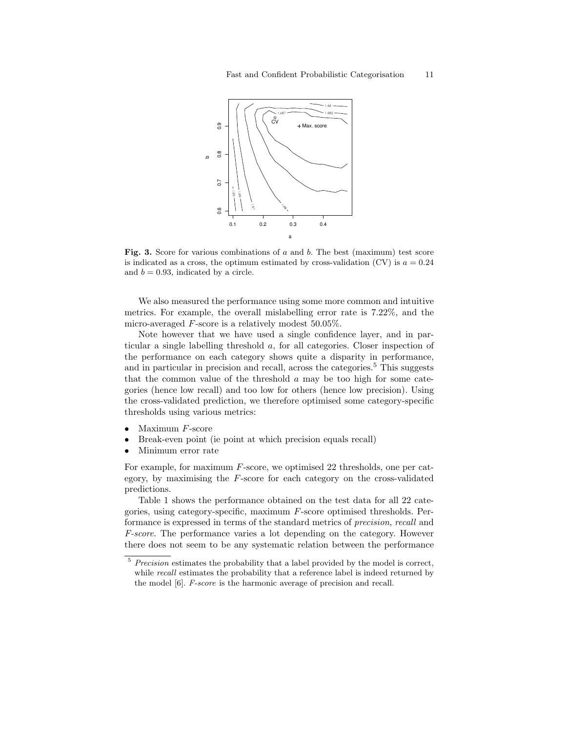**Fig. 3.** Score for various combinations of $a$ and $b$. The best (maximum) test score is indicated as a cross, the optimum estimated by cross-validation (CV) is $a = 0.24$ and $b = 0.93$, indicated by a circle.

We also measured the performance using some more common and intuitive metrics. For example, the overall mislabelling error rate is 7.22%, and the micro-averaged $F$-score is a relatively modest 50.05%.

Note however that we have used a single confidence layer, and in particular a single labelling threshold $a$, for all categories. Closer inspection of the performance on each category shows quite a disparity in performance, and in particular in precision and recall, across the categories.[5] This suggests that the common value of the threshold $a$ may be too high for some categories (hence low recall) and too low for others (hence low precision). Using the cross-validated prediction, we therefore optimised some category-specific thresholds using various metrics:

- Maximum $F$-score
- Break-even point (ie point at which precision equals recall)
- Minimum error rate

For example, for maximum $F$-score, we optimised 22 thresholds, one per category, by maximising the $F$-score for each category on the cross-validated predictions.

Table 1 shows the performance obtained on the test data for all 22 categories, using category-specific, maximum $F$-score optimised thresholds. Performance is expressed in terms of the standard metrics of *precision*, *recall* and *F-score*. The performance varies a lot depending on the category. However there does not seem to be any systematic relation between the performance

[5] *Precision* estimates the probability that a label provided by the model is correct, while *recall* estimates the probability that a reference label is indeed returned by the model [6]. *F-score* is the harmonic average of precision and recall.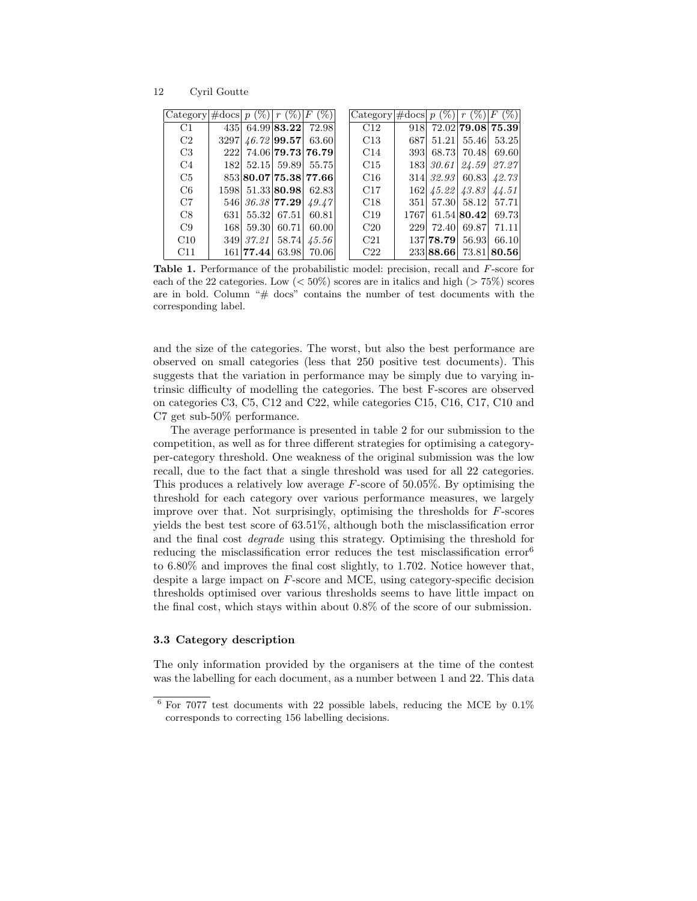| Category | #docs | $p$ (%) | $r$ (%) | $F$ (%) |
|---|---|---|---|---|
| C1 | 435 | 64.99 | **83.22** | 72.98 |
| C2 | 3297 | *46.72* | **99.57** | 63.60 |
| C3 | 222 | 74.06 | **79.73** | **76.79** |
| C4 | 182 | 52.15 | 59.89 | 55.75 |
| C5 | 853 | **80.07** | **75.38** | **77.66** |
| C6 | 1598 | 51.33 | **80.98** | 62.83 |
| C7 | 546 | *36.38* | **77.29** | *49.47* |
| C8 | 631 | 55.32 | 67.51 | 60.81 |
| C9 | 168 | 59.30 | 60.71 | 60.00 |
| C10 | 349 | *37.21* | 58.74 | *45.56* |
| C11 | 161 | **77.44** | 63.98 | 70.06 |

| Category | #docs | $p$ (%) | $r$ (%) | $F$ (%) |
|---|---|---|---|---|
| C12 | 918 | 72.02 | **79.08** | **75.39** |
| C13 | 687 | 51.21 | 55.46 | 53.25 |
| C14 | 393 | 68.73 | 70.48 | 69.60 |
| C15 | 183 | *30.61* | *24.59* | *27.27* |
| C16 | 314 | *32.93* | 60.83 | *42.73* |
| C17 | 162 | *45.22* | *43.83* | *44.51* |
| C18 | 351 | 57.30 | 58.12 | 57.71 |
| C19 | 1767 | 61.54 | **80.42** | 69.73 |
| C20 | 229 | 72.40 | 69.87 | 71.11 |
| C21 | 137 | **78.79** | 56.93 | 66.10 |
| C22 | 233 | **88.66** | 73.81 | **80.56** |

**Table 1.** Performance of the probabilistic model: precision, recall and $F$-score for each of the 22 categories. Low ($< 50\%$) scores are in italics and high ($> 75\%$) scores are in bold. Column "# docs" contains the number of test documents with the corresponding label.

and the size of the categories. The worst, but also the best performance are observed on small categories (less that 250 positive test documents). This suggests that the variation in performance may be simply due to varying intrinsic difficulty of modelling the categories. The best F-scores are observed on categories C3, C5, C12 and C22, while categories C15, C16, C17, C10 and C7 get sub-50% performance.

The average performance is presented in table 2 for our submission to the competition, as well as for three different strategies for optimising a category-per-category threshold. One weakness of the original submission was the low recall, due to the fact that a single threshold was used for all 22 categories. This produces a relatively low average $F$-score of 50.05%. By optimising the threshold for each category over various performance measures, we largely improve over that. Not surprisingly, optimising the thresholds for $F$-scores yields the best test score of 63.51%, although both the misclassification error and the final cost *degrade* using this strategy. Optimising the threshold for reducing the misclassification error reduces the test misclassification error[6] to 6.80% and improves the final cost slightly, to 1.702. Notice however that, despite a large impact on $F$-score and MCE, using category-specific decision thresholds optimised over various thresholds seems to have little impact on the final cost, which stays within about 0.8% of the score of our submission.

### 3.3 Category description

The only information provided by the organisers at the time of the contest was the labelling for each document, as a number between 1 and 22. This data

[6] For 7077 test documents with 22 possible labels, reducing the MCE by 0.1% corresponds to correcting 156 labelling decisions.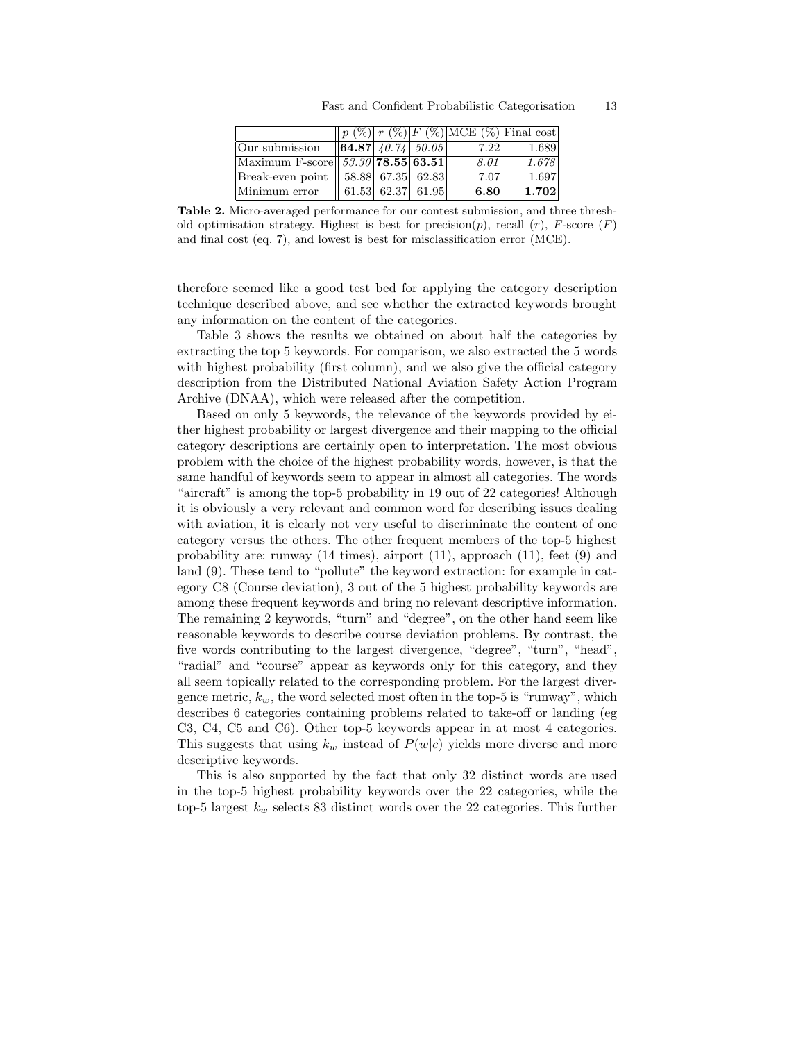|  | $p$ (%) | $r$ (%) | $F$ (%) | MCE (%) | Final cost |
|---|---|---|---|---|---|
| Our submission | **64.87** | *40.74* | *50.05* | 7.22 | 1.689 |
| Maximum F-score | *53.30* | **78.55** | **63.51** | *8.01* | *1.678* |
| Break-even point | 58.88 | 67.35 | 62.83 | 7.07 | 1.697 |
| Minimum error | 61.53 | 62.37 | 61.95 | **6.80** | **1.702** |

**Table 2.** Micro-averaged performance for our contest submission, and three threshold optimisation strategy. Highest is best for precision($p$), recall ($r$), $F$-score ($F$) and final cost (eq. 7), and lowest is best for misclassification error (MCE).

therefore seemed like a good test bed for applying the category description technique described above, and see whether the extracted keywords brought any information on the content of the categories.

Table 3 shows the results we obtained on about half the categories by extracting the top 5 keywords. For comparison, we also extracted the 5 words with highest probability (first column), and we also give the official category description from the Distributed National Aviation Safety Action Program Archive (DNAA), which were released after the competition.

Based on only 5 keywords, the relevance of the keywords provided by either highest probability or largest divergence and their mapping to the official category descriptions are certainly open to interpretation. The most obvious problem with the choice of the highest probability words, however, is that the same handful of keywords seem to appear in almost all categories. The words "aircraft" is among the top-5 probability in 19 out of 22 categories! Although it is obviously a very relevant and common word for describing issues dealing with aviation, it is clearly not very useful to discriminate the content of one category versus the others. The other frequent members of the top-5 highest probability are: runway (14 times), airport (11), approach (11), feet (9) and land (9). These tend to "pollute" the keyword extraction: for example in category C8 (Course deviation), 3 out of the 5 highest probability keywords are among these frequent keywords and bring no relevant descriptive information. The remaining 2 keywords, "turn" and "degree", on the other hand seem like reasonable keywords to describe course deviation problems. By contrast, the five words contributing to the largest divergence, "degree", "turn", "head", "radial" and "course" appear as keywords only for this category, and they all seem topically related to the corresponding problem. For the largest divergence metric, $k_w$, the word selected most often in the top-5 is "runway", which describes 6 categories containing problems related to take-off or landing (eg C3, C4, C5 and C6). Other top-5 keywords appear in at most 4 categories. This suggests that using $k_w$ instead of $P(w|c)$ yields more diverse and more descriptive keywords.

This is also supported by the fact that only 32 distinct words are used in the top-5 highest probability keywords over the 22 categories, while the top-5 largest $k_w$ selects 83 distinct words over the 22 categories. This further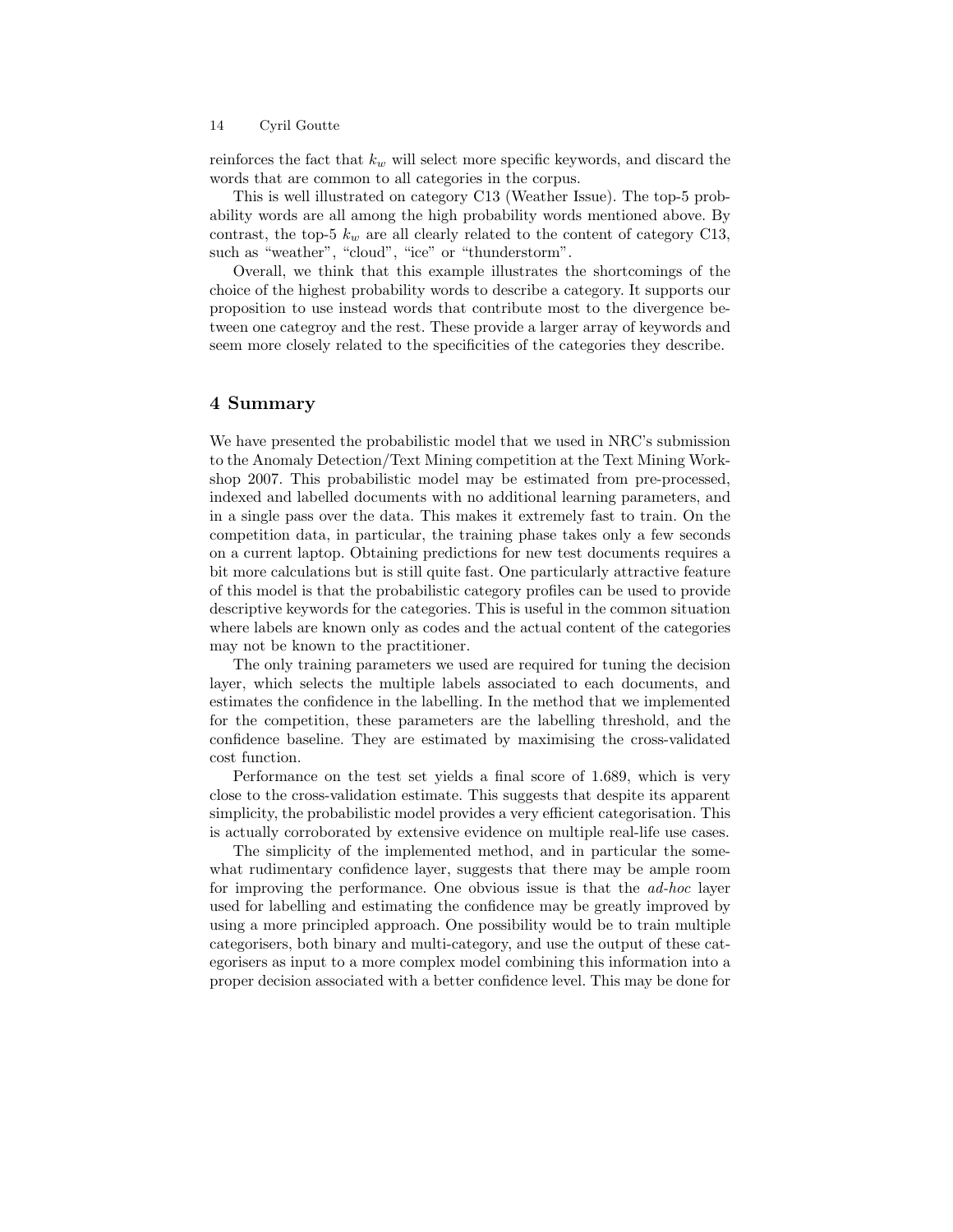reinforces the fact that $k_w$ will select more specific keywords, and discard the words that are common to all categories in the corpus.

This is well illustrated on category C13 (Weather Issue). The top-5 probability words are all among the high probability words mentioned above. By contrast, the top-5 $k_w$ are all clearly related to the content of category C13, such as "weather", "cloud", "ice" or "thunderstorm".

Overall, we think that this example illustrates the shortcomings of the choice of the highest probability words to describe a category. It supports our proposition to use instead words that contribute most to the divergence between one categroy and the rest. These provide a larger array of keywords and seem more closely related to the specificities of the categories they describe.

## 4 Summary

We have presented the probabilistic model that we used in NRC's submission to the Anomaly Detection/Text Mining competition at the Text Mining Workshop 2007. This probabilistic model may be estimated from pre-processed, indexed and labelled documents with no additional learning parameters, and in a single pass over the data. This makes it extremely fast to train. On the competition data, in particular, the training phase takes only a few seconds on a current laptop. Obtaining predictions for new test documents requires a bit more calculations but is still quite fast. One particularly attractive feature of this model is that the probabilistic category profiles can be used to provide descriptive keywords for the categories. This is useful in the common situation where labels are known only as codes and the actual content of the categories may not be known to the practitioner.

The only training parameters we used are required for tuning the decision layer, which selects the multiple labels associated to each documents, and estimates the confidence in the labelling. In the method that we implemented for the competition, these parameters are the labelling threshold, and the confidence baseline. They are estimated by maximising the cross-validated cost function.

Performance on the test set yields a final score of 1.689, which is very close to the cross-validation estimate. This suggests that despite its apparent simplicity, the probabilistic model provides a very efficient categorisation. This is actually corroborated by extensive evidence on multiple real-life use cases.

The simplicity of the implemented method, and in particular the somewhat rudimentary confidence layer, suggests that there may be ample room for improving the performance. One obvious issue is that the *ad-hoc* layer used for labelling and estimating the confidence may be greatly improved by using a more principled approach. One possibility would be to train multiple categorisers, both binary and multi-category, and use the output of these categorisers as input to a more complex model combining this information into a proper decision associated with a better confidence level. This may be done for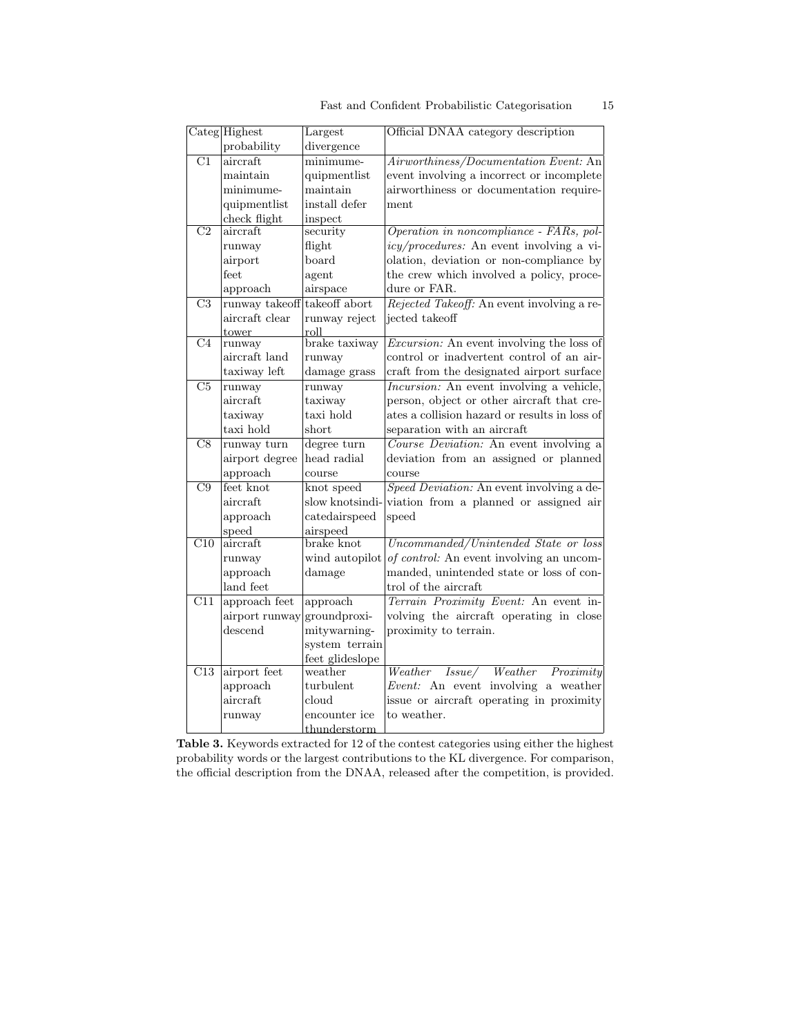| Categ | Highest probability | Largest divergence | Official DNAA category description |
|---|---|---|---|
| C1 | aircraft maintain minimume-quipmentlist check flight | minimume-quipmentlist maintain install defer inspect | *Airworthiness/Documentation Event:* An event involving a incorrect or incomplete airworthiness or documentation requirement |
| C2 | aircraft runway airport feet approach | security flight board agent airspace | *Operation in noncompliance - FARs, policy/procedures:* An event involving a violation, deviation or non-compliance by the crew which involved a policy, procedure or FAR. |
| C3 | runway takeoff aircraft clear tower | takeoff abort runway reject roll | *Rejected Takeoff:* An event involving a rejected takeoff |
| C4 | runway aircraft land taxiway left | brake taxiway runway damage grass | *Excursion:* An event involving the loss of control or inadvertent control of an aircraft from the designated airport surface |
| C5 | runway aircraft taxiway taxi hold | runway taxiway taxi hold short | *Incursion:* An event involving a vehicle, person, object or other aircraft that creates a collision hazard or results in loss of separation with an aircraft |
| C8 | runway turn airport degree approach | degree turn head radial course | *Course Deviation:* An event involving a deviation from an assigned or planned course |
| C9 | feet knot aircraft approach speed | knot speed slow knotsindi-catedairspeed airspeed | *Speed Deviation:* An event involving a deviation from a planned or assigned air speed |
| C10 | aircraft runway approach land feet | brake knot wind autopilot damage | *Uncommanded/Unintended State or loss of control:* An event involving an uncommanded, unintended state or loss of control of the aircraft |
| C11 | approach feet airport runway descend | approach groundproxi-mitywarning-system terrain feet glideslope | *Terrain Proximity Event:* An event involving the aircraft operating in close proximity to terrain. |
| C13 | airport feet approach aircraft runway | weather turbulent cloud encounter ice thunderstorm | *Weather Issue/ Weather Proximity Event:* An event involving a weather issue or aircraft operating in proximity to weather. |

**Table 3.** Keywords extracted for 12 of the contest categories using either the highest probability words or the largest contributions to the KL divergence. For comparison, the official description from the DNAA, released after the competition, is provided.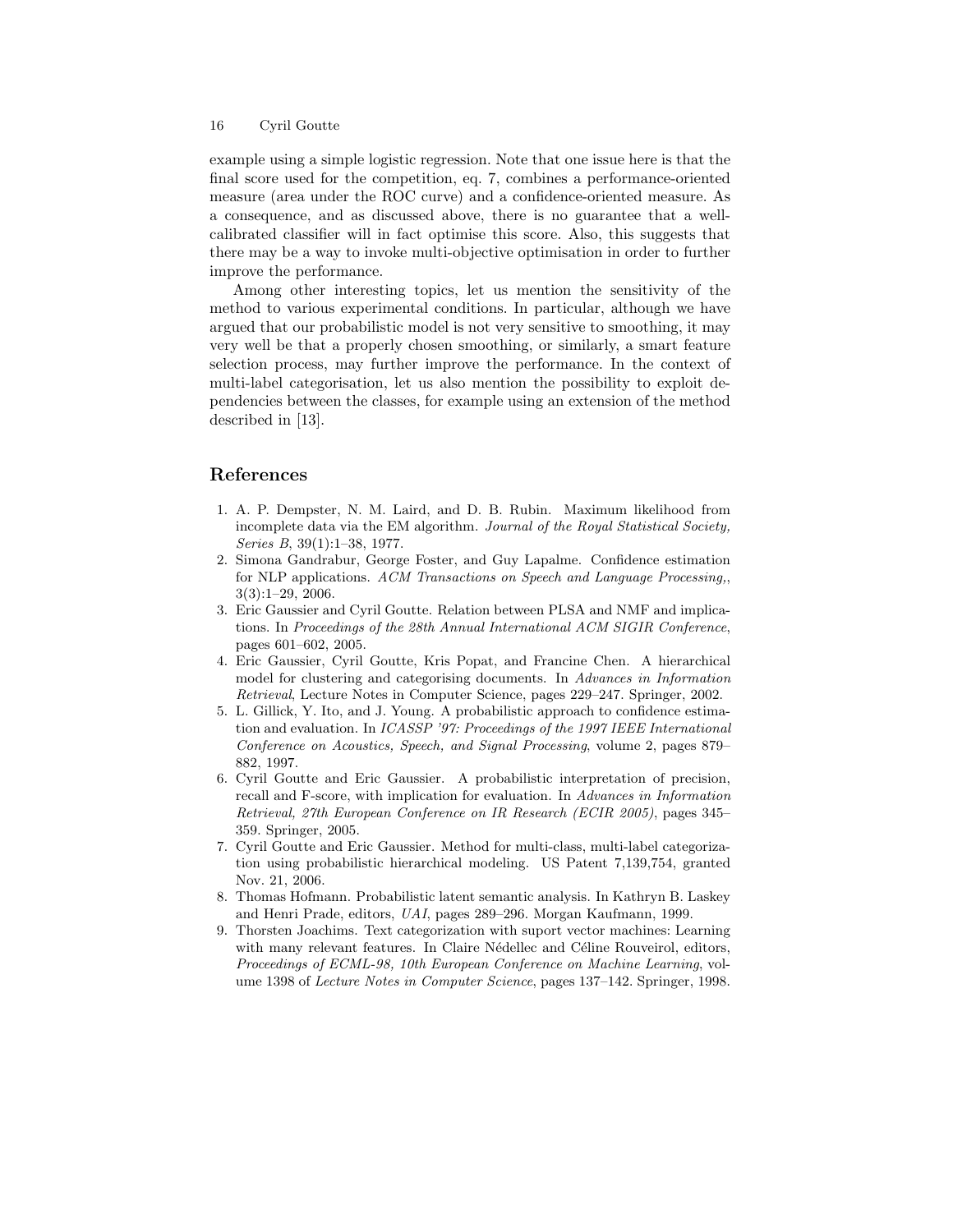example using a simple logistic regression. Note that one issue here is that the final score used for the competition, eq. 7, combines a performance-oriented measure (area under the ROC curve) and a confidence-oriented measure. As a consequence, and as discussed above, there is no guarantee that a well-calibrated classifier will in fact optimise this score. Also, this suggests that there may be a way to invoke multi-objective optimisation in order to further improve the performance.

Among other interesting topics, let us mention the sensitivity of the method to various experimental conditions. In particular, although we have argued that our probabilistic model is not very sensitive to smoothing, it may very well be that a properly chosen smoothing, or similarly, a smart feature selection process, may further improve the performance. In the context of multi-label categorisation, let us also mention the possibility to exploit dependencies between the classes, for example using an extension of the method described in [13].

## References

1. A. P. Dempster, N. M. Laird, and D. B. Rubin. Maximum likelihood from incomplete data via the EM algorithm. *Journal of the Royal Statistical Society, Series B*, 39(1):1–38, 1977.
2. Simona Gandrabur, George Foster, and Guy Lapalme. Confidence estimation for NLP applications. *ACM Transactions on Speech and Language Processing,*, 3(3):1–29, 2006.
3. Eric Gaussier and Cyril Goutte. Relation between PLSA and NMF and implications. In *Proceedings of the 28th Annual International ACM SIGIR Conference*, pages 601–602, 2005.
4. Eric Gaussier, Cyril Goutte, Kris Popat, and Francine Chen. A hierarchical model for clustering and categorising documents. In *Advances in Information Retrieval*, Lecture Notes in Computer Science, pages 229–247. Springer, 2002.
5. L. Gillick, Y. Ito, and J. Young. A probabilistic approach to confidence estimation and evaluation. In *ICASSP '97: Proceedings of the 1997 IEEE International Conference on Acoustics, Speech, and Signal Processing*, volume 2, pages 879–882, 1997.
6. Cyril Goutte and Eric Gaussier. A probabilistic interpretation of precision, recall and F-score, with implication for evaluation. In *Advances in Information Retrieval, 27th European Conference on IR Research (ECIR 2005)*, pages 345–359. Springer, 2005.
7. Cyril Goutte and Eric Gaussier. Method for multi-class, multi-label categorization using probabilistic hierarchical modeling. US Patent 7,139,754, granted Nov. 21, 2006.
8. Thomas Hofmann. Probabilistic latent semantic analysis. In Kathryn B. Laskey and Henri Prade, editors, *UAI*, pages 289–296. Morgan Kaufmann, 1999.
9. Thorsten Joachims. Text categorization with suport vector machines: Learning with many relevant features. In Claire Nédellec and Céline Rouveirol, editors, *Proceedings of ECML-98, 10th European Conference on Machine Learning*, volume 1398 of *Lecture Notes in Computer Science*, pages 137–142. Springer, 1998.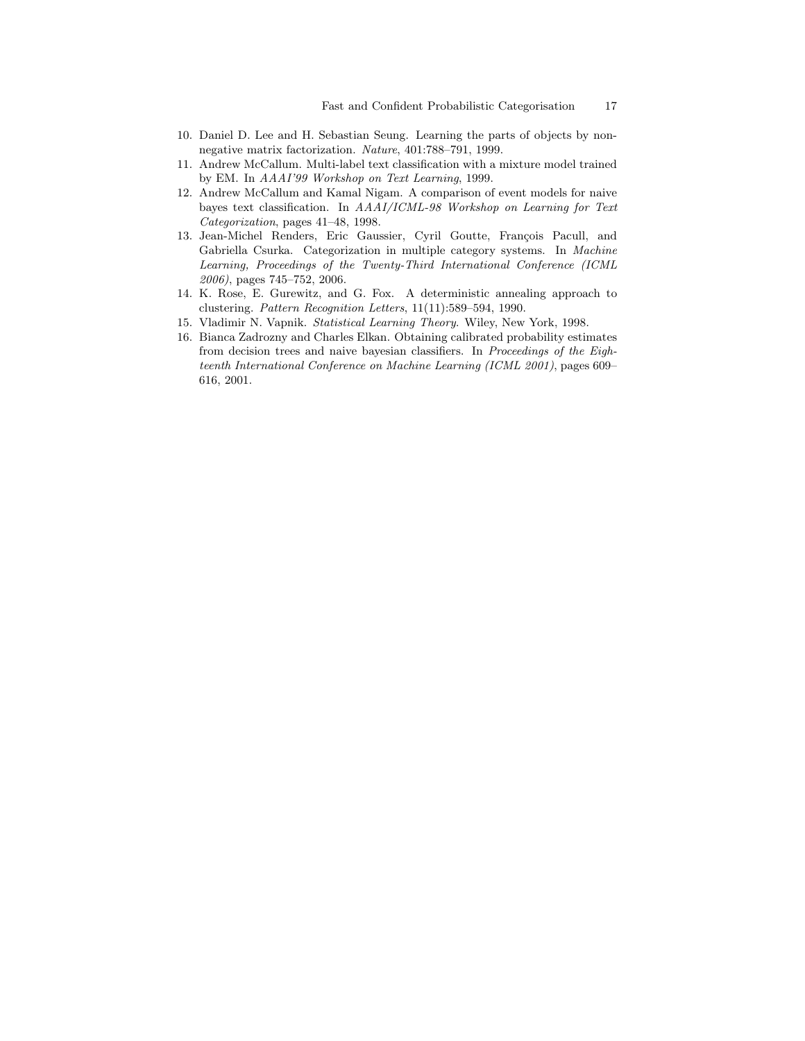10. Daniel D. Lee and H. Sebastian Seung. Learning the parts of objects by non-negative matrix factorization. *Nature*, 401:788–791, 1999.
11. Andrew McCallum. Multi-label text classification with a mixture model trained by EM. In *AAAI'99 Workshop on Text Learning*, 1999.
12. Andrew McCallum and Kamal Nigam. A comparison of event models for naive bayes text classification. In *AAAI/ICML-98 Workshop on Learning for Text Categorization*, pages 41–48, 1998.
13. Jean-Michel Renders, Eric Gaussier, Cyril Goutte, François Pacull, and Gabriella Csurka. Categorization in multiple category systems. In *Machine Learning, Proceedings of the Twenty-Third International Conference (ICML 2006)*, pages 745–752, 2006.
14. K. Rose, E. Gurewitz, and G. Fox. A deterministic annealing approach to clustering. *Pattern Recognition Letters*, 11(11):589–594, 1990.
15. Vladimir N. Vapnik. *Statistical Learning Theory*. Wiley, New York, 1998.
16. Bianca Zadrozny and Charles Elkan. Obtaining calibrated probability estimates from decision trees and naive bayesian classifiers. In *Proceedings of the Eighteenth International Conference on Machine Learning (ICML 2001)*, pages 609–616, 2001.